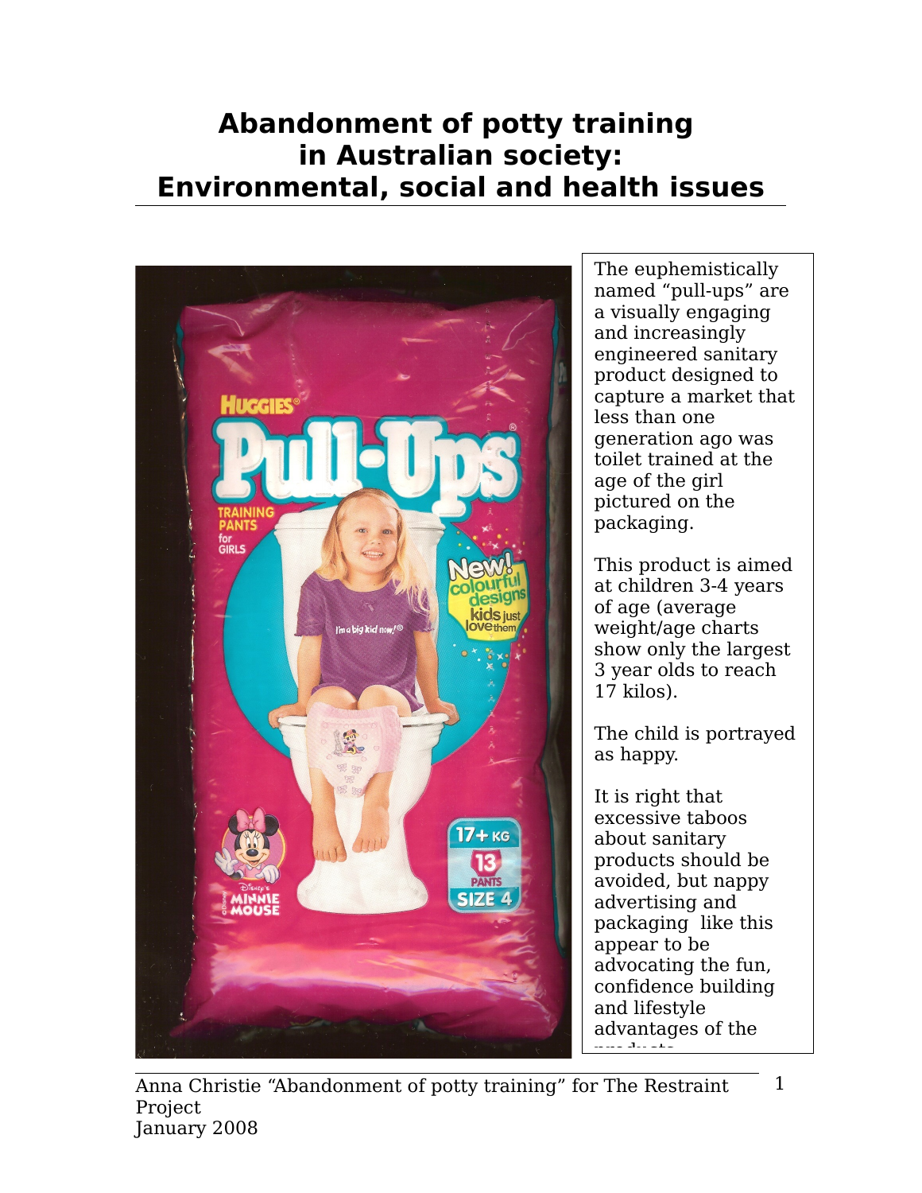# Abandonment of potty training in Australian society: Environmental, social and health issues

The euphemistically named "pull-ups" are a visually engaging and increasingly engineered sanitary product designed to capture a market that less than one generation ago was toilet trained at the age of the girl pictured on the packaging.

This product is aimed at children 3-4 years of age (average weight/age charts show only the largest 3 year olds to reach 17 kilos).

The child is portrayed as happy.

It is right that excessive taboos about sanitary products should be avoided, but nappy advertising and packaging like this appear to be advocating the fun, confidence building and lifestyle advantages of the products.

Anna Christie "Abandonment of potty training" for The Restraint Project
January 2008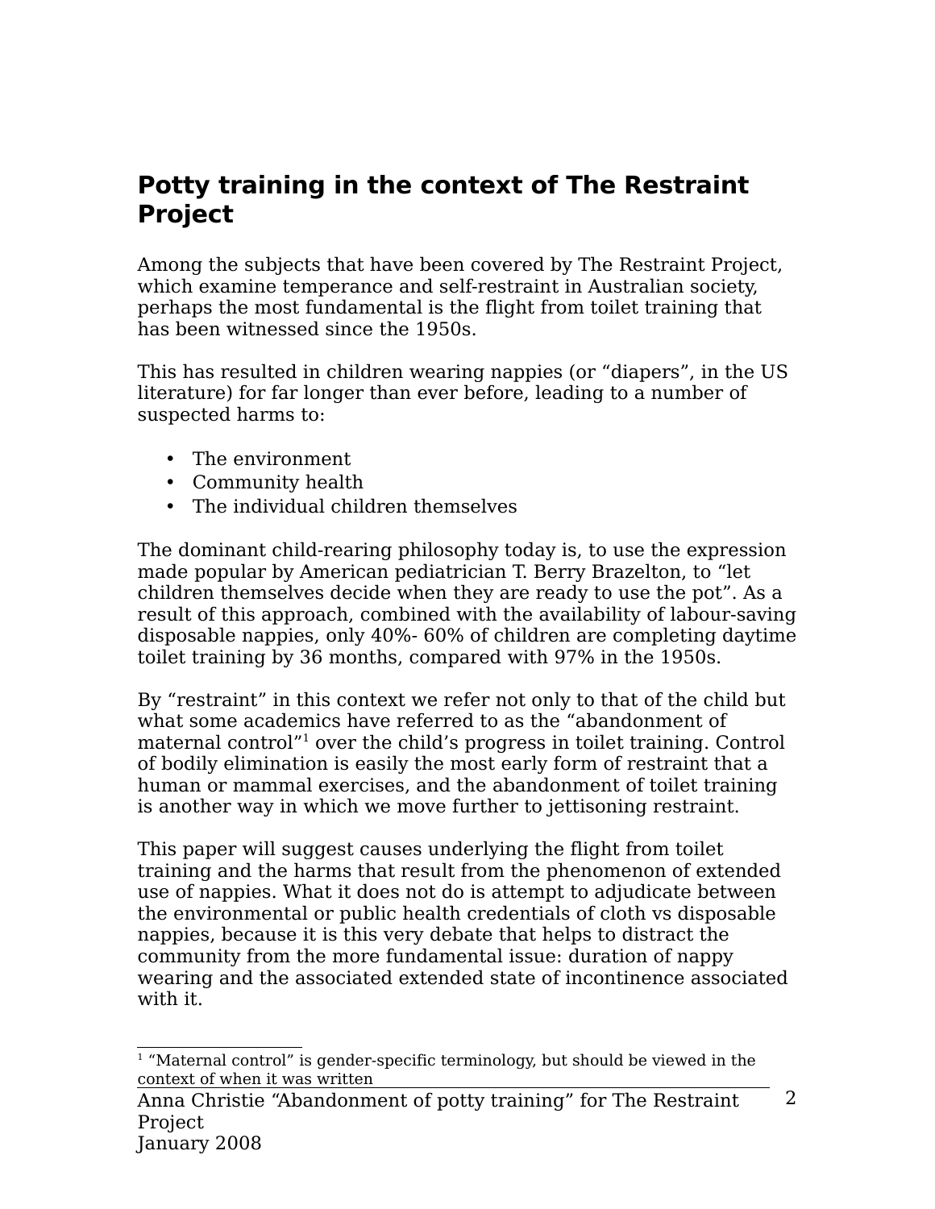## Potty training in the context of The Restraint Project

Among the subjects that have been covered by The Restraint Project, which examine temperance and self-restraint in Australian society, perhaps the most fundamental is the flight from toilet training that has been witnessed since the 1950s.

This has resulted in children wearing nappies (or "diapers", in the US literature) for far longer than ever before, leading to a number of suspected harms to:

- The environment
- Community health
- The individual children themselves

The dominant child-rearing philosophy today is, to use the expression made popular by American pediatrician T. Berry Brazelton, to "let children themselves decide when they are ready to use the pot". As a result of this approach, combined with the availability of labour-saving disposable nappies, only 40%- 60% of children are completing daytime toilet training by 36 months, compared with 97% in the 1950s.

By "restraint" in this context we refer not only to that of the child but what some academics have referred to as the "abandonment of maternal control"[1] over the child's progress in toilet training. Control of bodily elimination is easily the most early form of restraint that a human or mammal exercises, and the abandonment of toilet training is another way in which we move further to jettisoning restraint.

This paper will suggest causes underlying the flight from toilet training and the harms that result from the phenomenon of extended use of nappies. What it does not do is attempt to adjudicate between the environmental or public health credentials of cloth vs disposable nappies, because it is this very debate that helps to distract the community from the more fundamental issue: duration of nappy wearing and the associated extended state of incontinence associated with it.

[1] "Maternal control" is gender-specific terminology, but should be viewed in the context of when it was written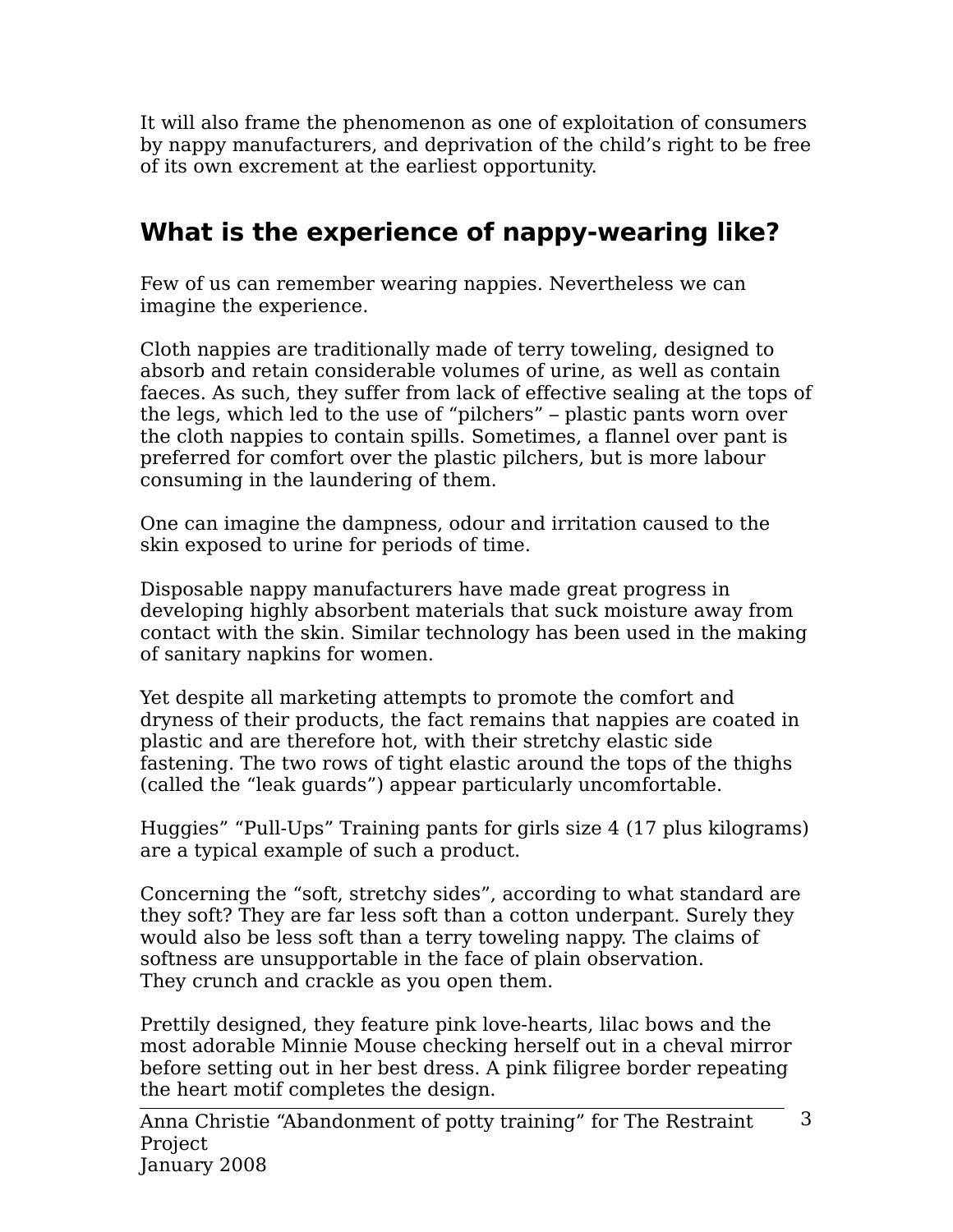It will also frame the phenomenon as one of exploitation of consumers by nappy manufacturers, and deprivation of the child's right to be free of its own excrement at the earliest opportunity.

## What is the experience of nappy-wearing like?

Few of us can remember wearing nappies. Nevertheless we can imagine the experience.

Cloth nappies are traditionally made of terry toweling, designed to absorb and retain considerable volumes of urine, as well as contain faeces. As such, they suffer from lack of effective sealing at the tops of the legs, which led to the use of "pilchers" – plastic pants worn over the cloth nappies to contain spills. Sometimes, a flannel over pant is preferred for comfort over the plastic pilchers, but is more labour consuming in the laundering of them.

One can imagine the dampness, odour and irritation caused to the skin exposed to urine for periods of time.

Disposable nappy manufacturers have made great progress in developing highly absorbent materials that suck moisture away from contact with the skin. Similar technology has been used in the making of sanitary napkins for women.

Yet despite all marketing attempts to promote the comfort and dryness of their products, the fact remains that nappies are coated in plastic and are therefore hot, with their stretchy elastic side fastening. The two rows of tight elastic around the tops of the thighs (called the "leak guards") appear particularly uncomfortable.

Huggies" "Pull-Ups" Training pants for girls size 4 (17 plus kilograms) are a typical example of such a product.

Concerning the "soft, stretchy sides", according to what standard are they soft? They are far less soft than a cotton underpant. Surely they would also be less soft than a terry toweling nappy. The claims of softness are unsupportable in the face of plain observation.
They crunch and crackle as you open them.

Prettily designed, they feature pink love-hearts, lilac bows and the most adorable Minnie Mouse checking herself out in a cheval mirror before setting out in her best dress. A pink filigree border repeating the heart motif completes the design.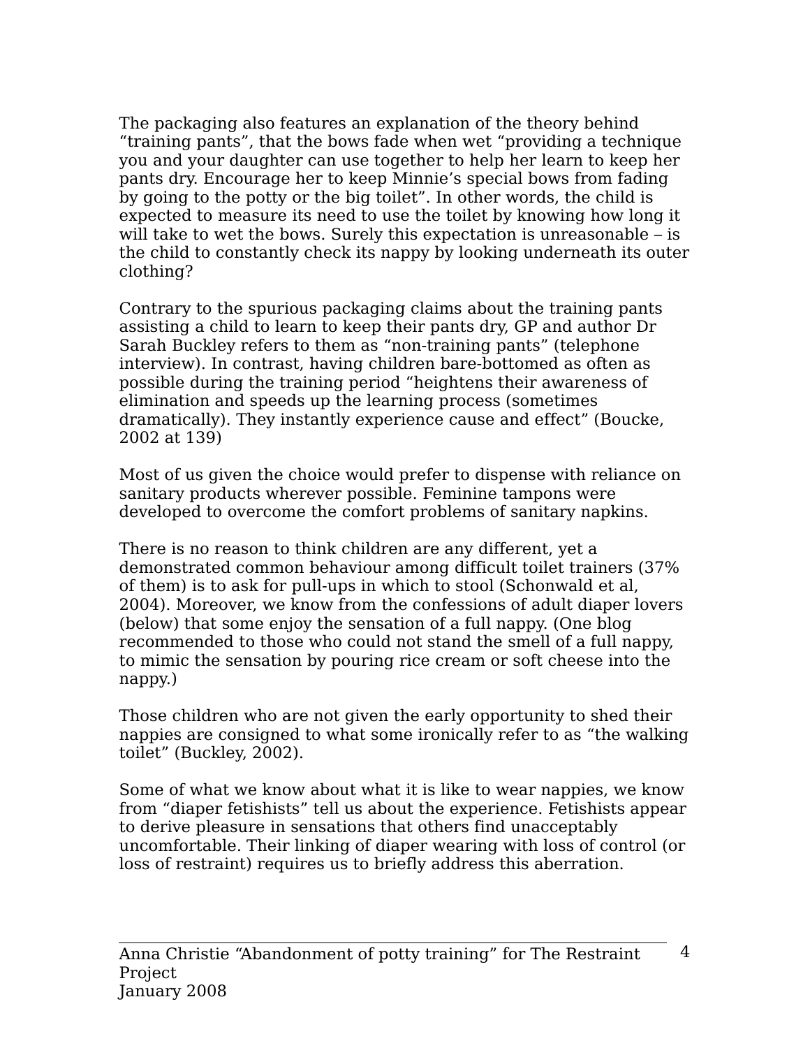The packaging also features an explanation of the theory behind "training pants", that the bows fade when wet "providing a technique you and your daughter can use together to help her learn to keep her pants dry. Encourage her to keep Minnie's special bows from fading by going to the potty or the big toilet". In other words, the child is expected to measure its need to use the toilet by knowing how long it will take to wet the bows. Surely this expectation is unreasonable – is the child to constantly check its nappy by looking underneath its outer clothing?

Contrary to the spurious packaging claims about the training pants assisting a child to learn to keep their pants dry, GP and author Dr Sarah Buckley refers to them as "non-training pants" (telephone interview). In contrast, having children bare-bottomed as often as possible during the training period "heightens their awareness of elimination and speeds up the learning process (sometimes dramatically). They instantly experience cause and effect" (Boucke, 2002 at 139)

Most of us given the choice would prefer to dispense with reliance on sanitary products wherever possible. Feminine tampons were developed to overcome the comfort problems of sanitary napkins.

There is no reason to think children are any different, yet a demonstrated common behaviour among difficult toilet trainers (37% of them) is to ask for pull-ups in which to stool (Schonwald et al, 2004). Moreover, we know from the confessions of adult diaper lovers (below) that some enjoy the sensation of a full nappy. (One blog recommended to those who could not stand the smell of a full nappy, to mimic the sensation by pouring rice cream or soft cheese into the nappy.)

Those children who are not given the early opportunity to shed their nappies are consigned to what some ironically refer to as "the walking toilet" (Buckley, 2002).

Some of what we know about what it is like to wear nappies, we know from "diaper fetishists" tell us about the experience. Fetishists appear to derive pleasure in sensations that others find unacceptably uncomfortable. Their linking of diaper wearing with loss of control (or loss of restraint) requires us to briefly address this aberration.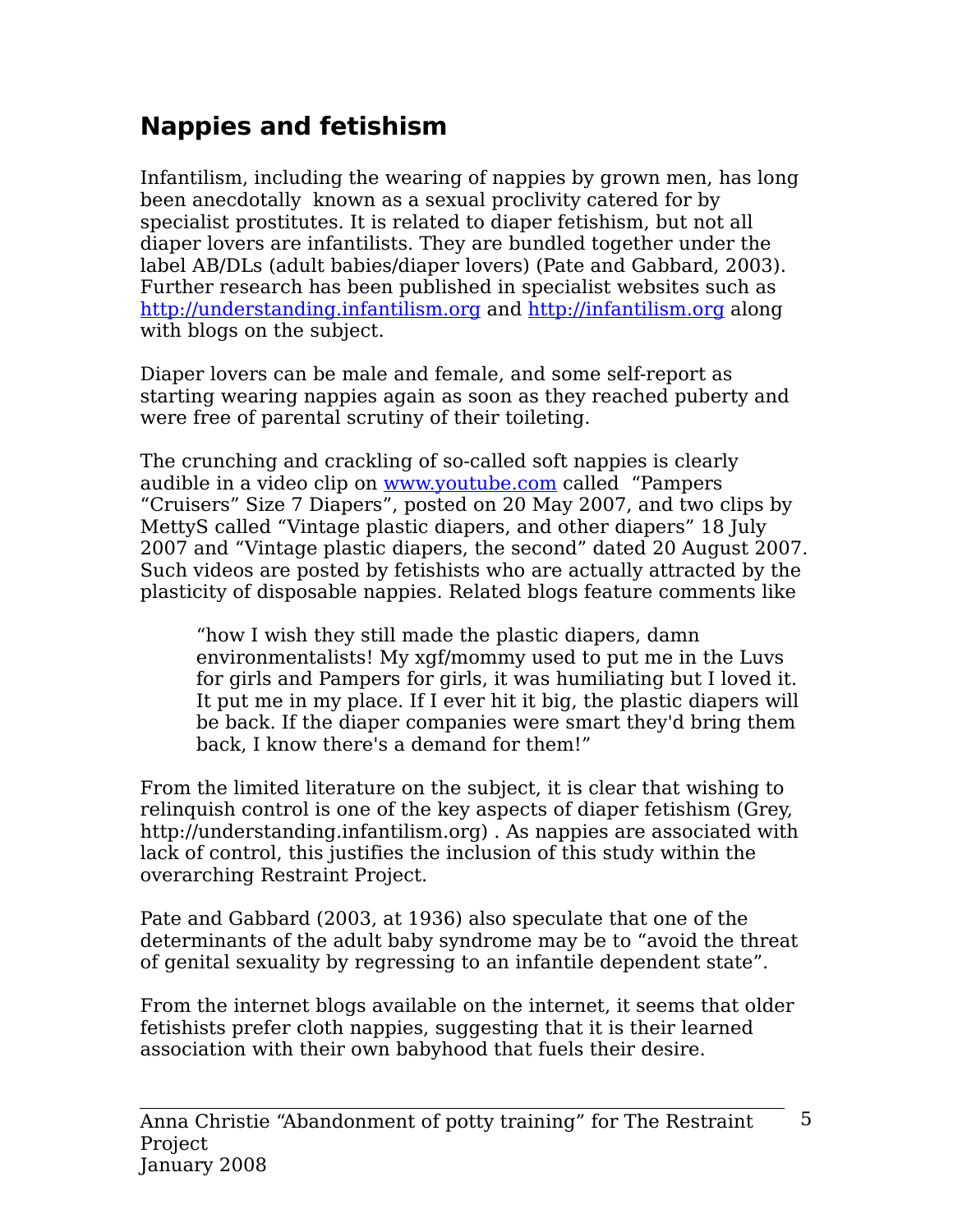## Nappies and fetishism

Infantilism, including the wearing of nappies by grown men, has long been anecdotally known as a sexual proclivity catered for by specialist prostitutes. It is related to diaper fetishism, but not all diaper lovers are infantilists. They are bundled together under the label AB/DLs (adult babies/diaper lovers) (Pate and Gabbard, 2003). Further research has been published in specialist websites such as [http://understanding.infantilism.org](http://understanding.infantilism.org) and [http://infantilism.org](http://infantilism.org) along with blogs on the subject.

Diaper lovers can be male and female, and some self-report as starting wearing nappies again as soon as they reached puberty and were free of parental scrutiny of their toileting.

The crunching and crackling of so-called soft nappies is clearly audible in a video clip on [www.youtube.com](http://www.youtube.com) called "Pampers "Cruisers" Size 7 Diapers", posted on 20 May 2007, and two clips by MettyS called "Vintage plastic diapers, and other diapers" 18 July 2007 and "Vintage plastic diapers, the second" dated 20 August 2007. Such videos are posted by fetishists who are actually attracted by the plasticity of disposable nappies. Related blogs feature comments like

> "how I wish they still made the plastic diapers, damn environmentalists! My xgf/mommy used to put me in the Luvs for girls and Pampers for girls, it was humiliating but I loved it. It put me in my place. If I ever hit it big, the plastic diapers will be back. If the diaper companies were smart they'd bring them back, I know there's a demand for them!"

From the limited literature on the subject, it is clear that wishing to relinquish control is one of the key aspects of diaper fetishism (Grey, http://understanding.infantilism.org) . As nappies are associated with lack of control, this justifies the inclusion of this study within the overarching Restraint Project.

Pate and Gabbard (2003, at 1936) also speculate that one of the determinants of the adult baby syndrome may be to "avoid the threat of genital sexuality by regressing to an infantile dependent state".

From the internet blogs available on the internet, it seems that older fetishists prefer cloth nappies, suggesting that it is their learned association with their own babyhood that fuels their desire.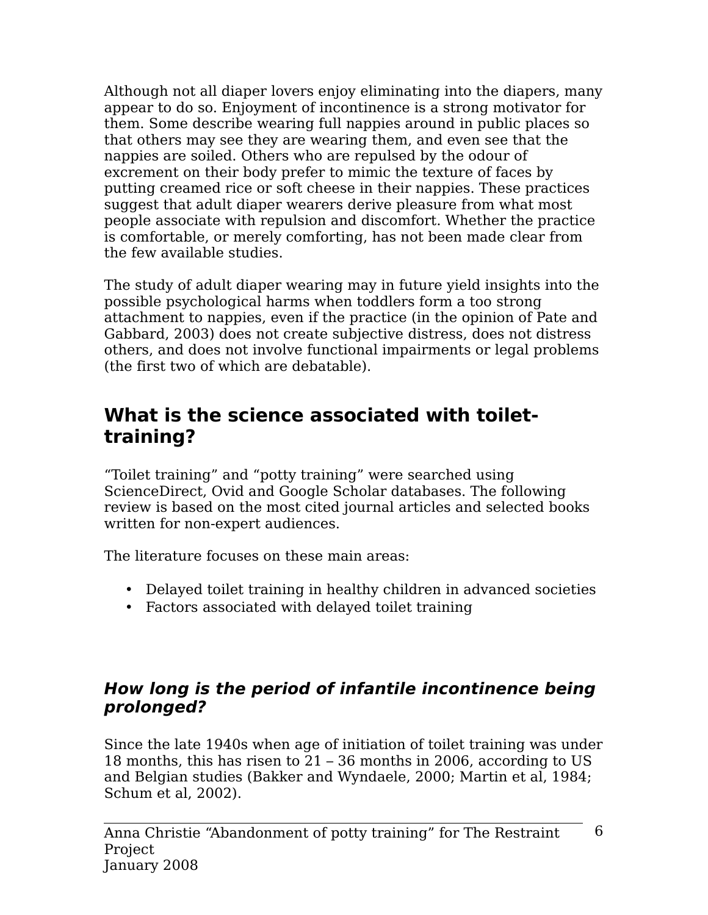Although not all diaper lovers enjoy eliminating into the diapers, many appear to do so. Enjoyment of incontinence is a strong motivator for them. Some describe wearing full nappies around in public places so that others may see they are wearing them, and even see that the nappies are soiled. Others who are repulsed by the odour of excrement on their body prefer to mimic the texture of faces by putting creamed rice or soft cheese in their nappies. These practices suggest that adult diaper wearers derive pleasure from what most people associate with repulsion and discomfort. Whether the practice is comfortable, or merely comforting, has not been made clear from the few available studies.

The study of adult diaper wearing may in future yield insights into the possible psychological harms when toddlers form a too strong attachment to nappies, even if the practice (in the opinion of Pate and Gabbard, 2003) does not create subjective distress, does not distress others, and does not involve functional impairments or legal problems (the first two of which are debatable).

## What is the science associated with toilet-training?

"Toilet training" and "potty training" were searched using ScienceDirect, Ovid and Google Scholar databases. The following review is based on the most cited journal articles and selected books written for non-expert audiences.

The literature focuses on these main areas:

- Delayed toilet training in healthy children in advanced societies
- Factors associated with delayed toilet training

### *How long is the period of infantile incontinence being prolonged?*

Since the late 1940s when age of initiation of toilet training was under 18 months, this has risen to 21 – 36 months in 2006, according to US and Belgian studies (Bakker and Wyndaele, 2000; Martin et al, 1984; Schum et al, 2002).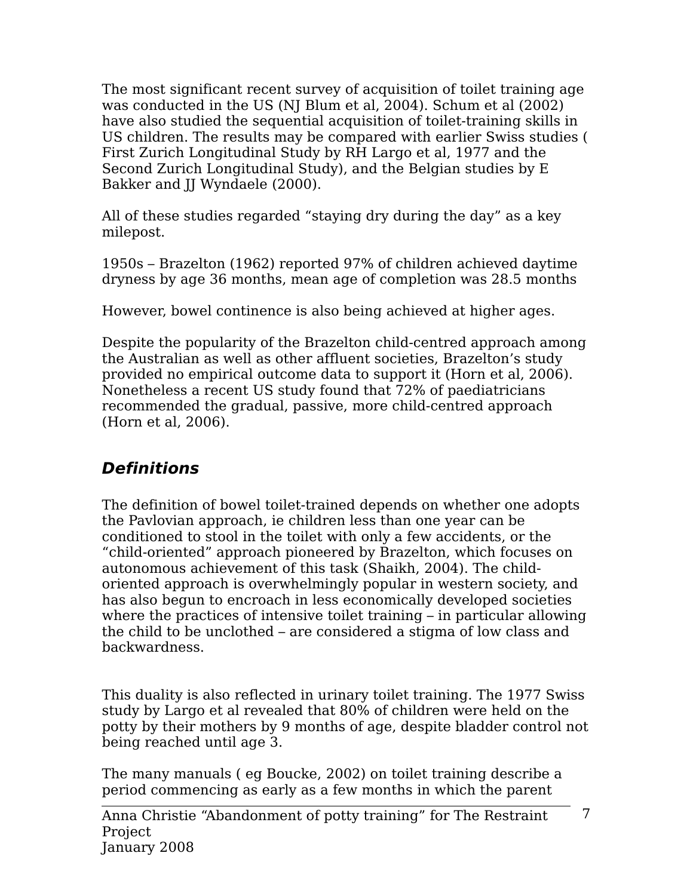The most significant recent survey of acquisition of toilet training age was conducted in the US (NJ Blum et al, 2004). Schum et al (2002) have also studied the sequential acquisition of toilet-training skills in US children. The results may be compared with earlier Swiss studies ( First Zurich Longitudinal Study by RH Largo et al, 1977 and the Second Zurich Longitudinal Study), and the Belgian studies by E Bakker and JJ Wyndaele (2000).

All of these studies regarded “staying dry during the day” as a key milepost.

1950s – Brazelton (1962) reported 97% of children achieved daytime dryness by age 36 months, mean age of completion was 28.5 months

However, bowel continence is also being achieved at higher ages.

Despite the popularity of the Brazelton child-centred approach among the Australian as well as other affluent societies, Brazelton’s study provided no empirical outcome data to support it (Horn et al, 2006). Nonetheless a recent US study found that 72% of paediatricians recommended the gradual, passive, more child-centred approach (Horn et al, 2006).

## ***Definitions***

The definition of bowel toilet-trained depends on whether one adopts the Pavlovian approach, ie children less than one year can be conditioned to stool in the toilet with only a few accidents, or the “child-oriented” approach pioneered by Brazelton, which focuses on autonomous achievement of this task (Shaikh, 2004). The child-oriented approach is overwhelmingly popular in western society, and has also begun to encroach in less economically developed societies where the practices of intensive toilet training – in particular allowing the child to be unclothed – are considered a stigma of low class and backwardness.

This duality is also reflected in urinary toilet training. The 1977 Swiss study by Largo et al revealed that 80% of children were held on the potty by their mothers by 9 months of age, despite bladder control not being reached until age 3.

The many manuals ( eg Boucke, 2002) on toilet training describe a period commencing as early as a few months in which the parent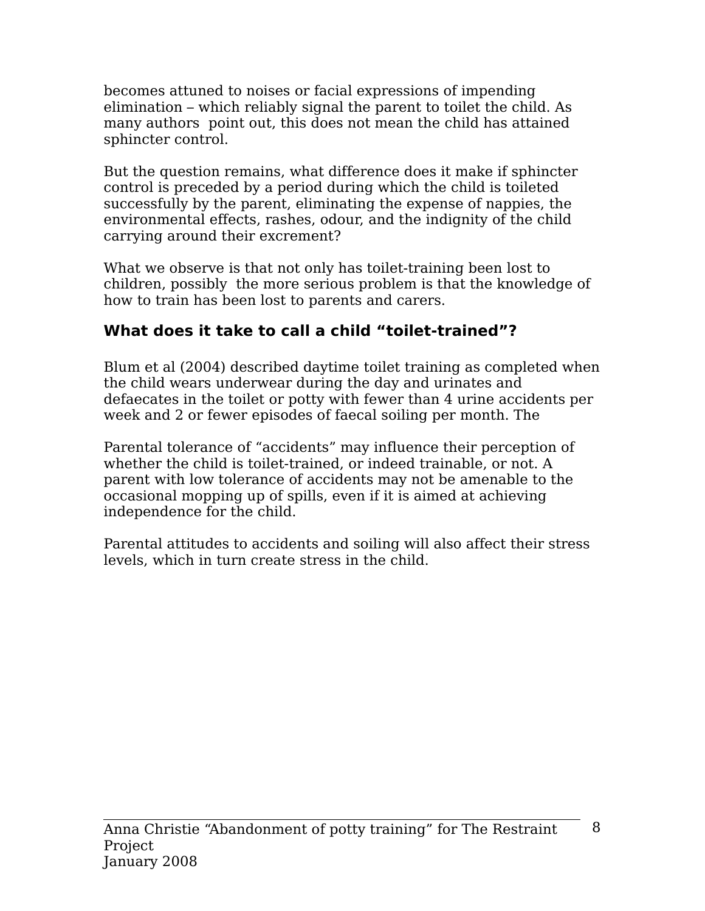becomes attuned to noises or facial expressions of impending elimination – which reliably signal the parent to toilet the child. As many authors point out, this does not mean the child has attained sphincter control.

But the question remains, what difference does it make if sphincter control is preceded by a period during which the child is toileted successfully by the parent, eliminating the expense of nappies, the environmental effects, rashes, odour, and the indignity of the child carrying around their excrement?

What we observe is that not only has toilet-training been lost to children, possibly the more serious problem is that the knowledge of how to train has been lost to parents and carers.

### What does it take to call a child "toilet-trained"?

Blum et al (2004) described daytime toilet training as completed when the child wears underwear during the day and urinates and defaecates in the toilet or potty with fewer than 4 urine accidents per week and 2 or fewer episodes of faecal soiling per month. The

Parental tolerance of "accidents" may influence their perception of whether the child is toilet-trained, or indeed trainable, or not. A parent with low tolerance of accidents may not be amenable to the occasional mopping up of spills, even if it is aimed at achieving independence for the child.

Parental attitudes to accidents and soiling will also affect their stress levels, which in turn create stress in the child.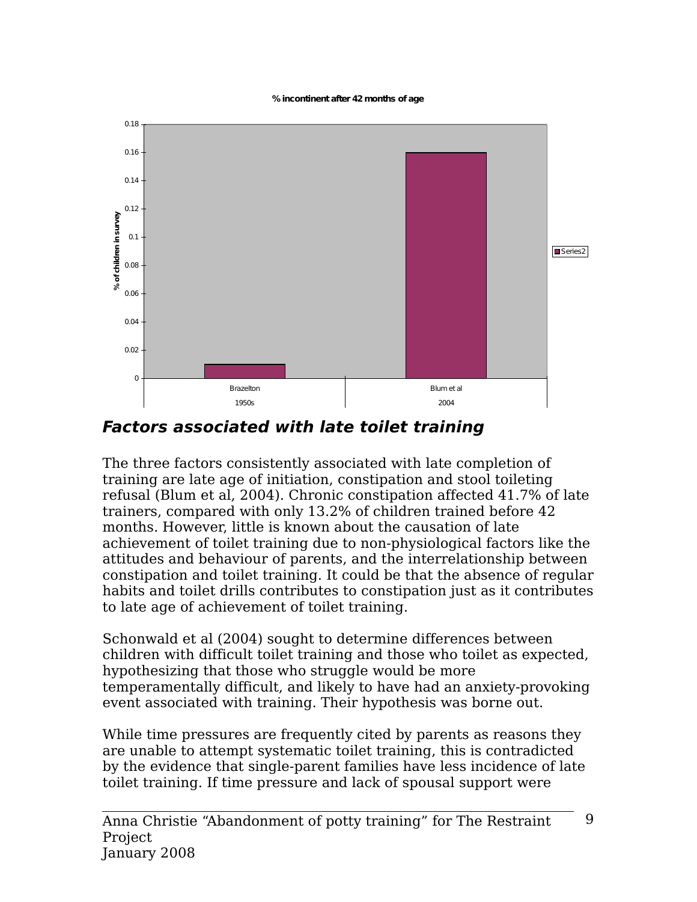## *Factors associated with late toilet training*

The three factors consistently associated with late completion of training are late age of initiation, constipation and stool toileting refusal (Blum et al, 2004). Chronic constipation affected 41.7% of late trainers, compared with only 13.2% of children trained before 42 months. However, little is known about the causation of late achievement of toilet training due to non-physiological factors like the attitudes and behaviour of parents, and the interrelationship between constipation and toilet training. It could be that the absence of regular habits and toilet drills contributes to constipation just as it contributes to late age of achievement of toilet training.

Schonwald et al (2004) sought to determine differences between children with difficult toilet training and those who toilet as expected, hypothesizing that those who struggle would be more temperamentally difficult, and likely to have had an anxiety-provoking event associated with training. Their hypothesis was borne out.

While time pressures are frequently cited by parents as reasons they are unable to attempt systematic toilet training, this is contradicted by the evidence that single-parent families have less incidence of late toilet training. If time pressure and lack of spousal support were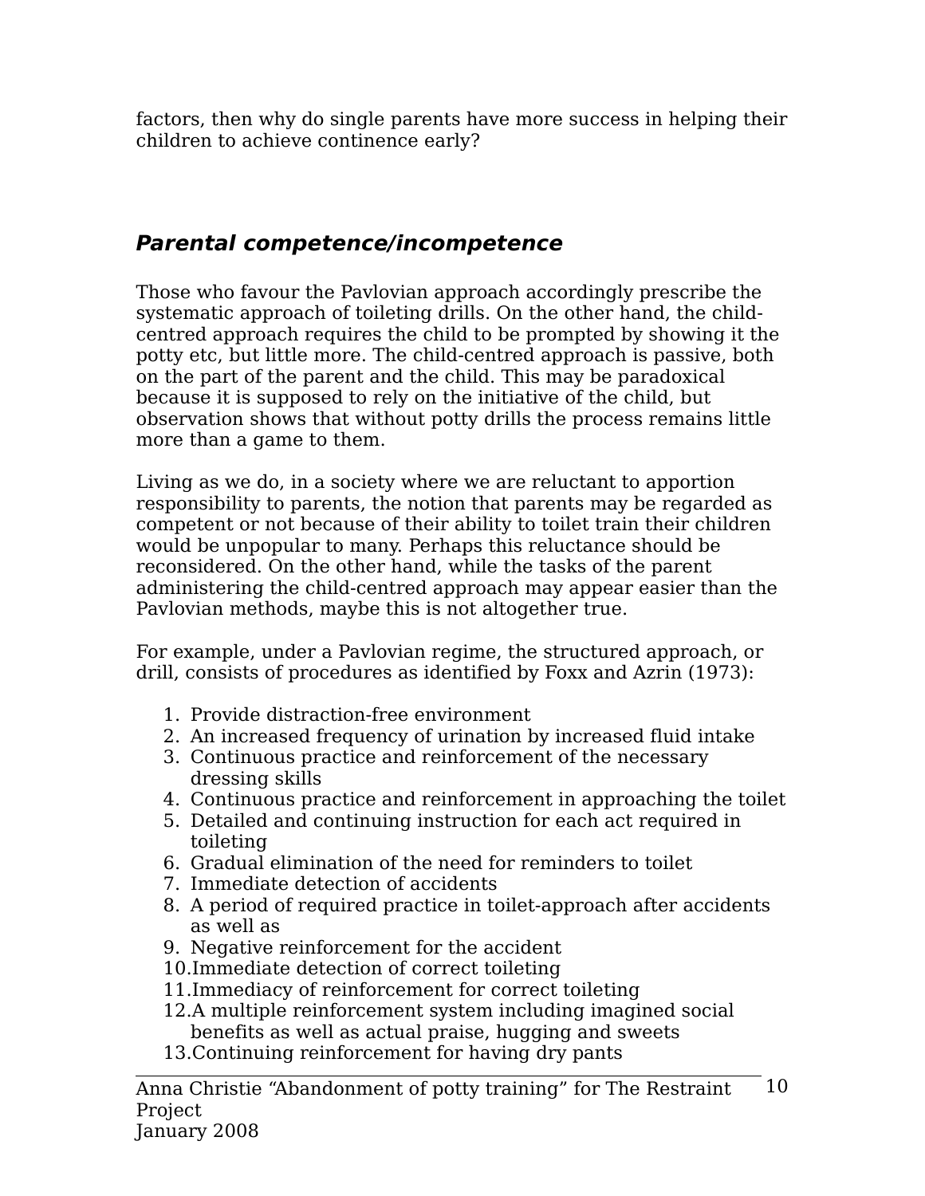factors, then why do single parents have more success in helping their children to achieve continence early?

### *Parental competence/incompetence*

Those who favour the Pavlovian approach accordingly prescribe the systematic approach of toileting drills. On the other hand, the child-centred approach requires the child to be prompted by showing it the potty etc, but little more. The child-centred approach is passive, both on the part of the parent and the child. This may be paradoxical because it is supposed to rely on the initiative of the child, but observation shows that without potty drills the process remains little more than a game to them.

Living as we do, in a society where we are reluctant to apportion responsibility to parents, the notion that parents may be regarded as competent or not because of their ability to toilet train their children would be unpopular to many. Perhaps this reluctance should be reconsidered. On the other hand, while the tasks of the parent administering the child-centred approach may appear easier than the Pavlovian methods, maybe this is not altogether true.

For example, under a Pavlovian regime, the structured approach, or drill, consists of procedures as identified by Foxx and Azrin (1973):

1. Provide distraction-free environment
2. An increased frequency of urination by increased fluid intake
3. Continuous practice and reinforcement of the necessary dressing skills
4. Continuous practice and reinforcement in approaching the toilet
5. Detailed and continuing instruction for each act required in toileting
6. Gradual elimination of the need for reminders to toilet
7. Immediate detection of accidents
8. A period of required practice in toilet-approach after accidents as well as
9. Negative reinforcement for the accident
10. Immediate detection of correct toileting
11. Immediacy of reinforcement for correct toileting
12. A multiple reinforcement system including imagined social benefits as well as actual praise, hugging and sweets
13. Continuing reinforcement for having dry pants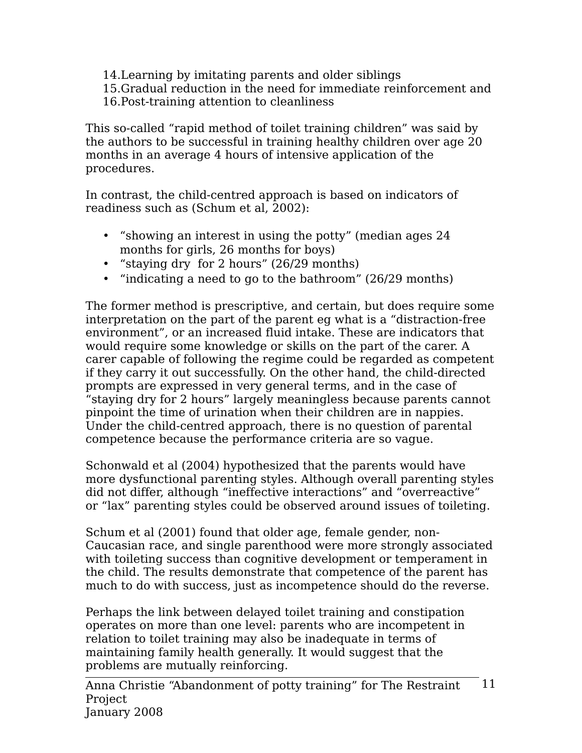14. Learning by imitating parents and older siblings
15. Gradual reduction in the need for immediate reinforcement and
16. Post-training attention to cleanliness

This so-called “rapid method of toilet training children” was said by the authors to be successful in training healthy children over age 20 months in an average 4 hours of intensive application of the procedures.

In contrast, the child-centred approach is based on indicators of readiness such as (Schum et al, 2002):

- “showing an interest in using the potty” (median ages 24 months for girls, 26 months for boys)
- “staying dry for 2 hours” (26/29 months)
- “indicating a need to go to the bathroom” (26/29 months)

The former method is prescriptive, and certain, but does require some interpretation on the part of the parent eg what is a “distraction-free environment”, or an increased fluid intake. These are indicators that would require some knowledge or skills on the part of the carer. A carer capable of following the regime could be regarded as competent if they carry it out successfully. On the other hand, the child-directed prompts are expressed in very general terms, and in the case of “staying dry for 2 hours” largely meaningless because parents cannot pinpoint the time of urination when their children are in nappies. Under the child-centred approach, there is no question of parental competence because the performance criteria are so vague.

Schonwald et al (2004) hypothesized that the parents would have more dysfunctional parenting styles. Although overall parenting styles did not differ, although “ineffective interactions” and “overreactive” or “lax” parenting styles could be observed around issues of toileting.

Schum et al (2001) found that older age, female gender, non-Caucasian race, and single parenthood were more strongly associated with toileting success than cognitive development or temperament in the child. The results demonstrate that competence of the parent has much to do with success, just as incompetence should do the reverse.

Perhaps the link between delayed toilet training and constipation operates on more than one level: parents who are incompetent in relation to toilet training may also be inadequate in terms of maintaining family health generally. It would suggest that the problems are mutually reinforcing.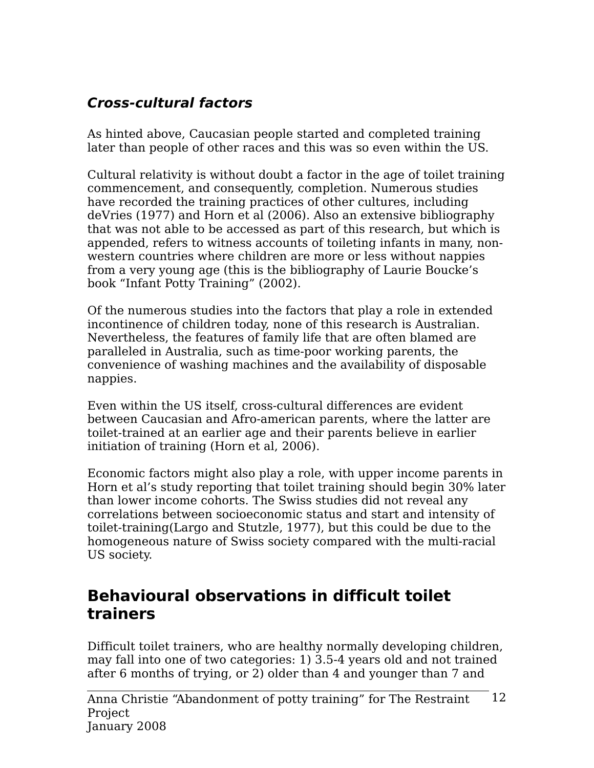### *Cross-cultural factors*

As hinted above, Caucasian people started and completed training later than people of other races and this was so even within the US.

Cultural relativity is without doubt a factor in the age of toilet training commencement, and consequently, completion. Numerous studies have recorded the training practices of other cultures, including deVries (1977) and Horn et al (2006). Also an extensive bibliography that was not able to be accessed as part of this research, but which is appended, refers to witness accounts of toileting infants in many, non-western countries where children are more or less without nappies from a very young age (this is the bibliography of Laurie Boucke's book "Infant Potty Training" (2002).

Of the numerous studies into the factors that play a role in extended incontinence of children today, none of this research is Australian. Nevertheless, the features of family life that are often blamed are paralleled in Australia, such as time-poor working parents, the convenience of washing machines and the availability of disposable nappies.

Even within the US itself, cross-cultural differences are evident between Caucasian and Afro-american parents, where the latter are toilet-trained at an earlier age and their parents believe in earlier initiation of training (Horn et al, 2006).

Economic factors might also play a role, with upper income parents in Horn et al's study reporting that toilet training should begin 30% later than lower income cohorts. The Swiss studies did not reveal any correlations between socioeconomic status and start and intensity of toilet-training(Largo and Stutzle, 1977), but this could be due to the homogeneous nature of Swiss society compared with the multi-racial US society.

## Behavioural observations in difficult toilet trainers

Difficult toilet trainers, who are healthy normally developing children, may fall into one of two categories: 1) 3.5-4 years old and not trained after 6 months of trying, or 2) older than 4 and younger than 7 and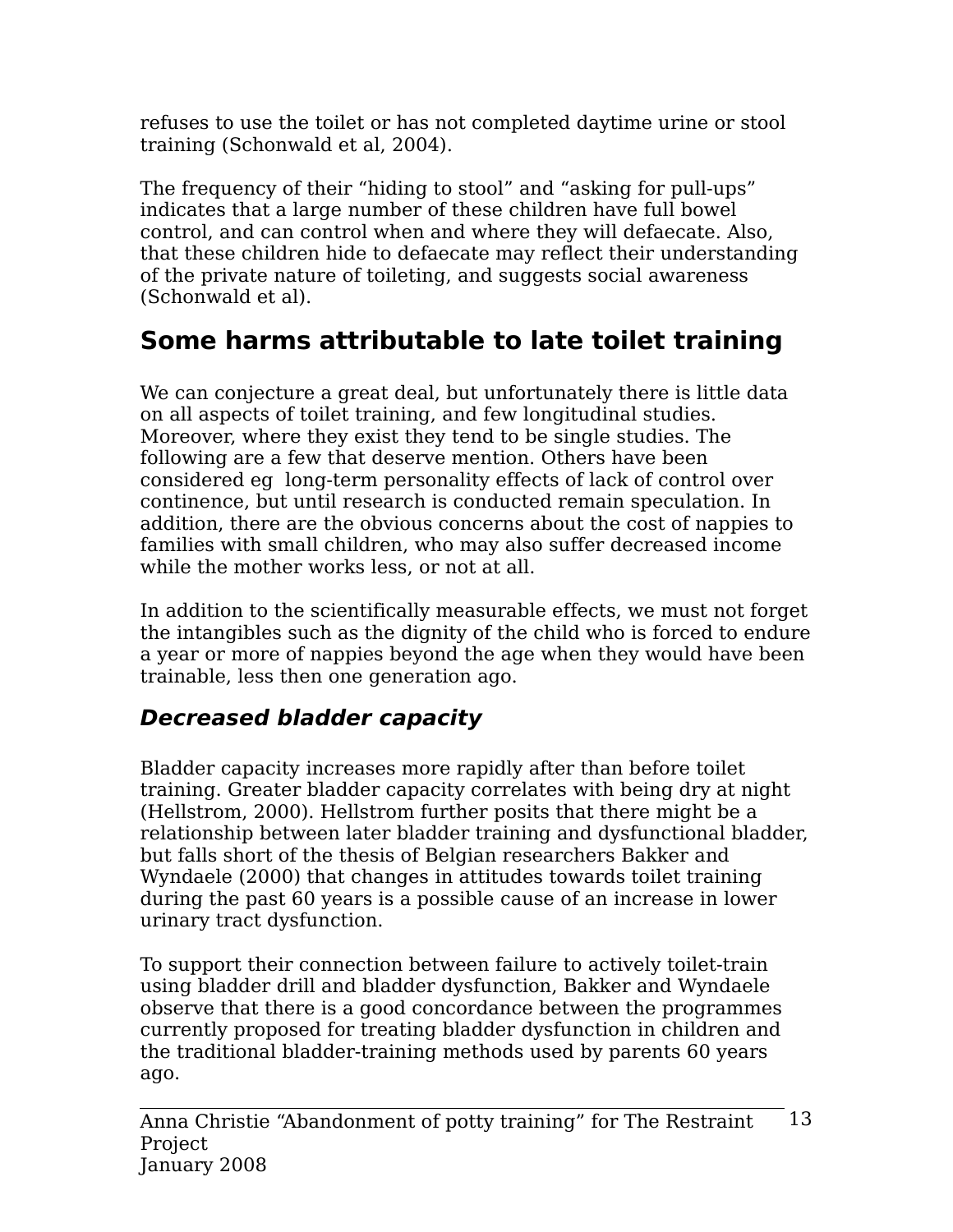refuses to use the toilet or has not completed daytime urine or stool training (Schonwald et al, 2004).

The frequency of their "hiding to stool" and "asking for pull-ups" indicates that a large number of these children have full bowel control, and can control when and where they will defaecate. Also, that these children hide to defaecate may reflect their understanding of the private nature of toileting, and suggests social awareness (Schonwald et al).

## Some harms attributable to late toilet training

We can conjecture a great deal, but unfortunately there is little data on all aspects of toilet training, and few longitudinal studies. Moreover, where they exist they tend to be single studies. The following are a few that deserve mention. Others have been considered eg long-term personality effects of lack of control over continence, but until research is conducted remain speculation. In addition, there are the obvious concerns about the cost of nappies to families with small children, who may also suffer decreased income while the mother works less, or not at all.

In addition to the scientifically measurable effects, we must not forget the intangibles such as the dignity of the child who is forced to endure a year or more of nappies beyond the age when they would have been trainable, less then one generation ago.

### *Decreased bladder capacity*

Bladder capacity increases more rapidly after than before toilet training. Greater bladder capacity correlates with being dry at night (Hellstrom, 2000). Hellstrom further posits that there might be a relationship between later bladder training and dysfunctional bladder, but falls short of the thesis of Belgian researchers Bakker and Wyndaele (2000) that changes in attitudes towards toilet training during the past 60 years is a possible cause of an increase in lower urinary tract dysfunction.

To support their connection between failure to actively toilet-train using bladder drill and bladder dysfunction, Bakker and Wyndaele observe that there is a good concordance between the programmes currently proposed for treating bladder dysfunction in children and the traditional bladder-training methods used by parents 60 years ago.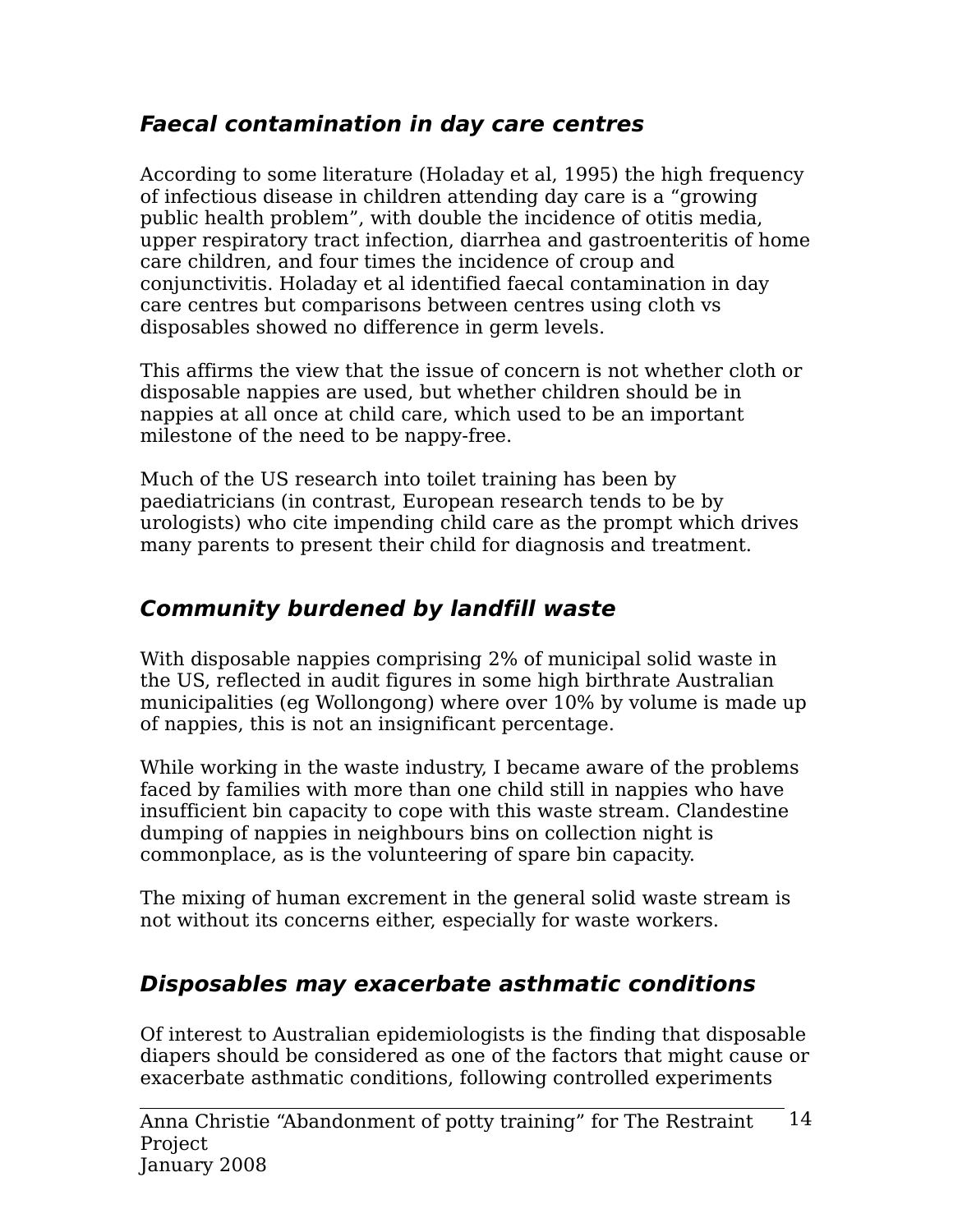### *Faecal contamination in day care centres*

According to some literature (Holaday et al, 1995) the high frequency of infectious disease in children attending day care is a “growing public health problem”, with double the incidence of otitis media, upper respiratory tract infection, diarrhea and gastroenteritis of home care children, and four times the incidence of croup and conjunctivitis. Holaday et al identified faecal contamination in day care centres but comparisons between centres using cloth vs disposables showed no difference in germ levels.

This affirms the view that the issue of concern is not whether cloth or disposable nappies are used, but whether children should be in nappies at all once at child care, which used to be an important milestone of the need to be nappy-free.

Much of the US research into toilet training has been by paediatricians (in contrast, European research tends to be by urologists) who cite impending child care as the prompt which drives many parents to present their child for diagnosis and treatment.

### *Community burdened by landfill waste*

With disposable nappies comprising 2% of municipal solid waste in the US, reflected in audit figures in some high birthrate Australian municipalities (eg Wollongong) where over 10% by volume is made up of nappies, this is not an insignificant percentage.

While working in the waste industry, I became aware of the problems faced by families with more than one child still in nappies who have insufficient bin capacity to cope with this waste stream. Clandestine dumping of nappies in neighbours bins on collection night is commonplace, as is the volunteering of spare bin capacity.

The mixing of human excrement in the general solid waste stream is not without its concerns either, especially for waste workers.

### *Disposables may exacerbate asthmatic conditions*

Of interest to Australian epidemiologists is the finding that disposable diapers should be considered as one of the factors that might cause or exacerbate asthmatic conditions, following controlled experiments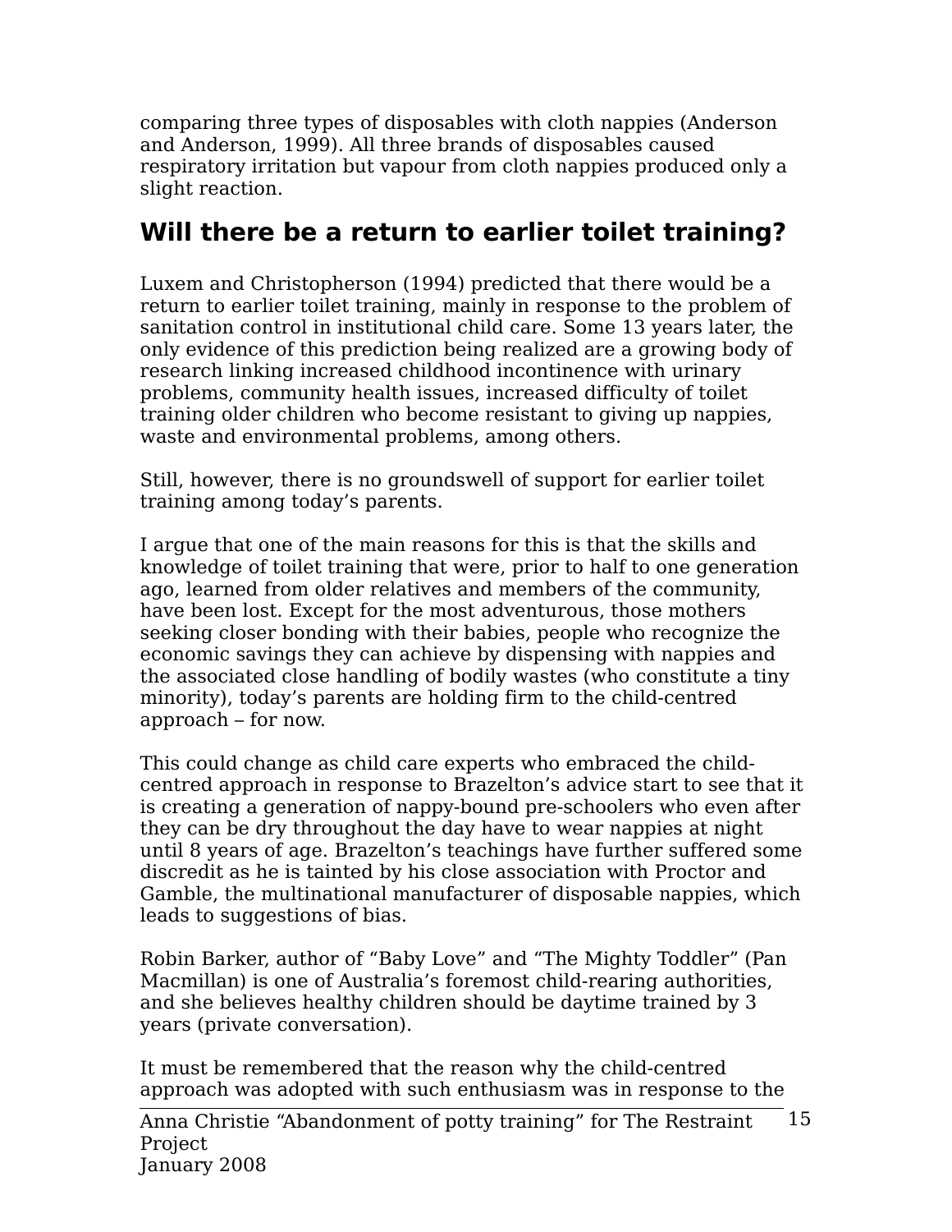comparing three types of disposables with cloth nappies (Anderson and Anderson, 1999). All three brands of disposables caused respiratory irritation but vapour from cloth nappies produced only a slight reaction.

## Will there be a return to earlier toilet training?

Luxem and Christopherson (1994) predicted that there would be a return to earlier toilet training, mainly in response to the problem of sanitation control in institutional child care. Some 13 years later, the only evidence of this prediction being realized are a growing body of research linking increased childhood incontinence with urinary problems, community health issues, increased difficulty of toilet training older children who become resistant to giving up nappies, waste and environmental problems, among others.

Still, however, there is no groundswell of support for earlier toilet training among today's parents.

I argue that one of the main reasons for this is that the skills and knowledge of toilet training that were, prior to half to one generation ago, learned from older relatives and members of the community, have been lost. Except for the most adventurous, those mothers seeking closer bonding with their babies, people who recognize the economic savings they can achieve by dispensing with nappies and the associated close handling of bodily wastes (who constitute a tiny minority), today's parents are holding firm to the child-centred approach – for now.

This could change as child care experts who embraced the child-centred approach in response to Brazelton's advice start to see that it is creating a generation of nappy-bound pre-schoolers who even after they can be dry throughout the day have to wear nappies at night until 8 years of age. Brazelton's teachings have further suffered some discredit as he is tainted by his close association with Proctor and Gamble, the multinational manufacturer of disposable nappies, which leads to suggestions of bias.

Robin Barker, author of "Baby Love" and "The Mighty Toddler" (Pan Macmillan) is one of Australia's foremost child-rearing authorities, and she believes healthy children should be daytime trained by 3 years (private conversation).

It must be remembered that the reason why the child-centred approach was adopted with such enthusiasm was in response to the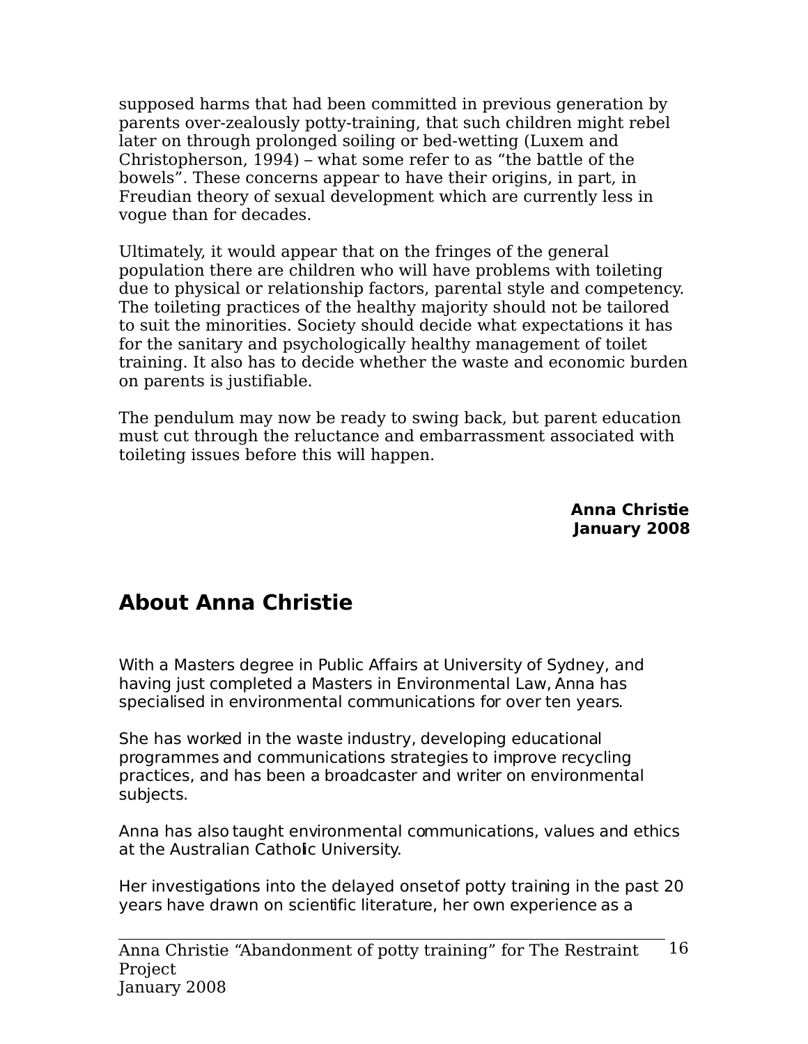supposed harms that had been committed in previous generation by parents over-zealously potty-training, that such children might rebel later on through prolonged soiling or bed-wetting (Luxem and Christopherson, 1994) – what some refer to as "the battle of the bowels". These concerns appear to have their origins, in part, in Freudian theory of sexual development which are currently less in vogue than for decades.

Ultimately, it would appear that on the fringes of the general population there are children who will have problems with toileting due to physical or relationship factors, parental style and competency. The toileting practices of the healthy majority should not be tailored to suit the minorities. Society should decide what expectations it has for the sanitary and psychologically healthy management of toilet training. It also has to decide whether the waste and economic burden on parents is justifiable.

The pendulum may now be ready to swing back, but parent education must cut through the reluctance and embarrassment associated with toileting issues before this will happen.

**Anna Christie**
**January 2008**

## About Anna Christie

With a Masters degree in Public Affairs at University of Sydney, and having just completed a Masters in Environmental Law, Anna has specialised in environmental communications for over ten years.

She has worked in the waste industry, developing educational programmes and communications strategies to improve recycling practices, and has been a broadcaster and writer on environmental subjects.

Anna has also taught environmental communications, values and ethics at the Australian Catholic University.

Her investigations into the delayed onset of potty training in the past 20 years have drawn on scientific literature, her own experience as a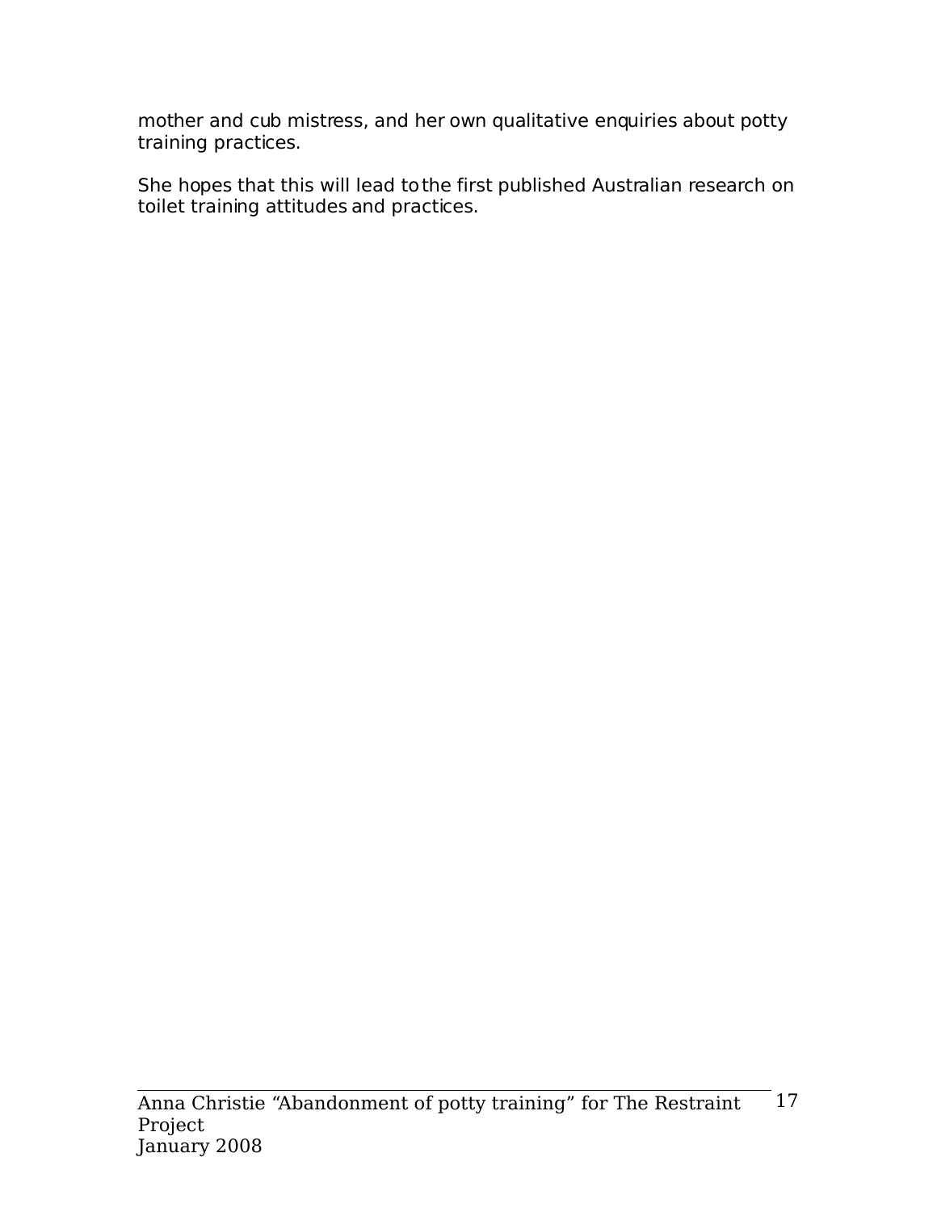mother and cub mistress, and her own qualitative enquiries about potty training practices.

She hopes that this will lead to the first published Australian research on toilet training attitudes and practices.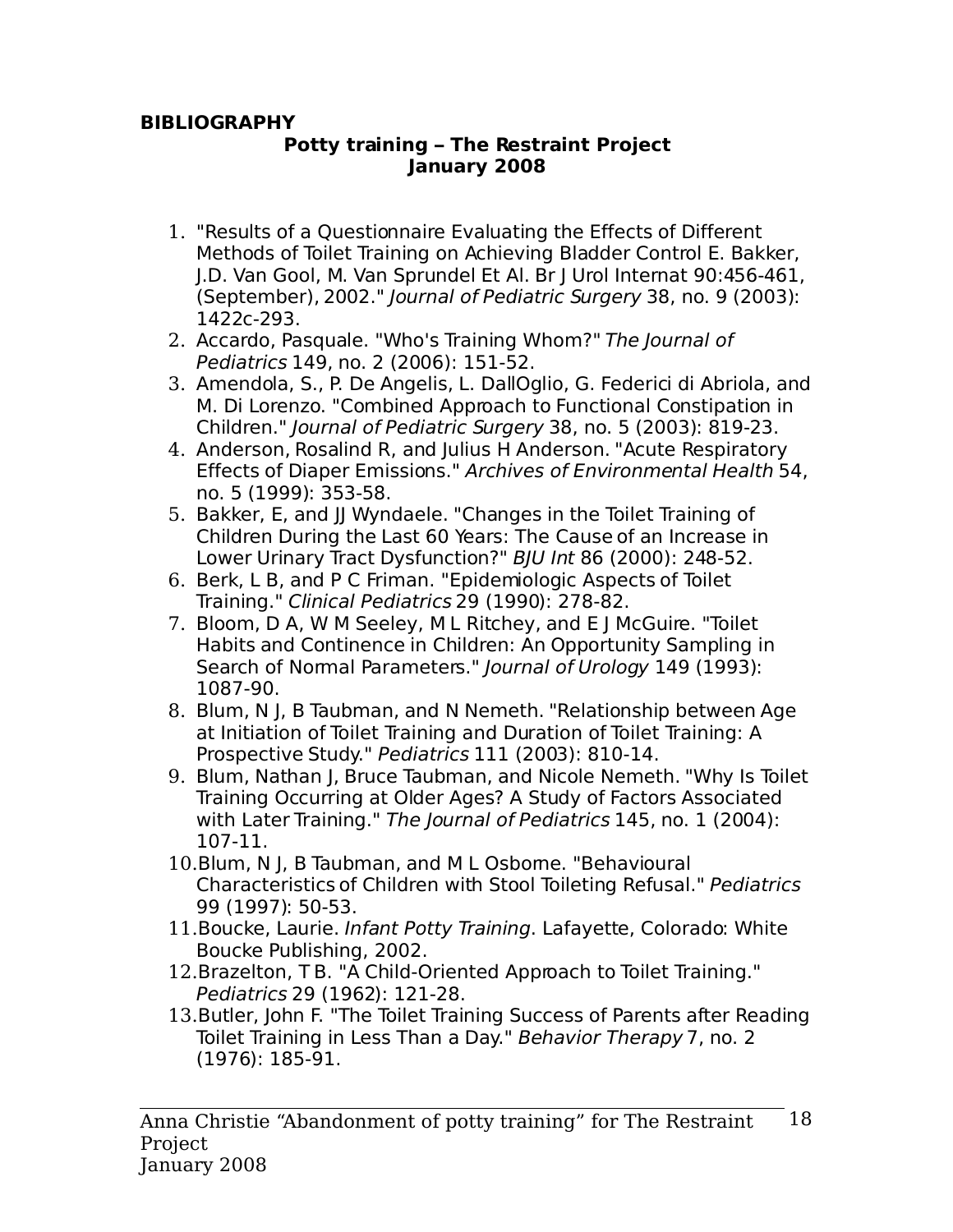**BIBLIOGRAPHY**

**Potty training – The Restraint Project**
**January 2008**

1. "Results of a Questionnaire Evaluating the Effects of Different Methods of Toilet Training on Achieving Bladder Control E. Bakker, J.D. Van Gool, M. Van Sprundel Et Al. Br J Urol Internat 90:456-461, (September), 2002." *Journal of Pediatric Surgery* 38, no. 9 (2003): 1422c-293.
2. Accardo, Pasquale. "Who's Training Whom?" *The Journal of Pediatrics* 149, no. 2 (2006): 151-52.
3. Amendola, S., P. De Angelis, L. DallOglio, G. Federici di Abriola, and M. Di Lorenzo. "Combined Approach to Functional Constipation in Children." *Journal of Pediatric Surgery* 38, no. 5 (2003): 819-23.
4. Anderson, Rosalind R, and Julius H Anderson. "Acute Respiratory Effects of Diaper Emissions." *Archives of Environmental Health* 54, no. 5 (1999): 353-58.
5. Bakker, E, and JJ Wyndaele. "Changes in the Toilet Training of Children During the Last 60 Years: The Cause of an Increase in Lower Urinary Tract Dysfunction?" *BJU Int* 86 (2000): 248-52.
6. Berk, L B, and P C Friman. "Epidemiologic Aspects of Toilet Training." *Clinical Pediatrics* 29 (1990): 278-82.
7. Bloom, D A, W M Seeley, M L Ritchey, and E J McGuire. "Toilet Habits and Continence in Children: An Opportunity Sampling in Search of Normal Parameters." *Journal of Urology* 149 (1993): 1087-90.
8. Blum, N J, B Taubman, and N Nemeth. "Relationship between Age at Initiation of Toilet Training and Duration of Toilet Training: A Prospective Study." *Pediatrics* 111 (2003): 810-14.
9. Blum, Nathan J, Bruce Taubman, and Nicole Nemeth. "Why Is Toilet Training Occurring at Older Ages? A Study of Factors Associated with Later Training." *The Journal of Pediatrics* 145, no. 1 (2004): 107-11.
10. Blum, N J, B Taubman, and M L Osborne. "Behavioural Characteristics of Children with Stool Toileting Refusal." *Pediatrics* 99 (1997): 50-53.
11. Boucke, Laurie. *Infant Potty Training*. Lafayette, Colorado: White Boucke Publishing, 2002.
12. Brazelton, T B. "A Child-Oriented Approach to Toilet Training." *Pediatrics* 29 (1962): 121-28.
13. Butler, John F. "The Toilet Training Success of Parents after Reading Toilet Training in Less Than a Day." *Behavior Therapy* 7, no. 2 (1976): 185-91.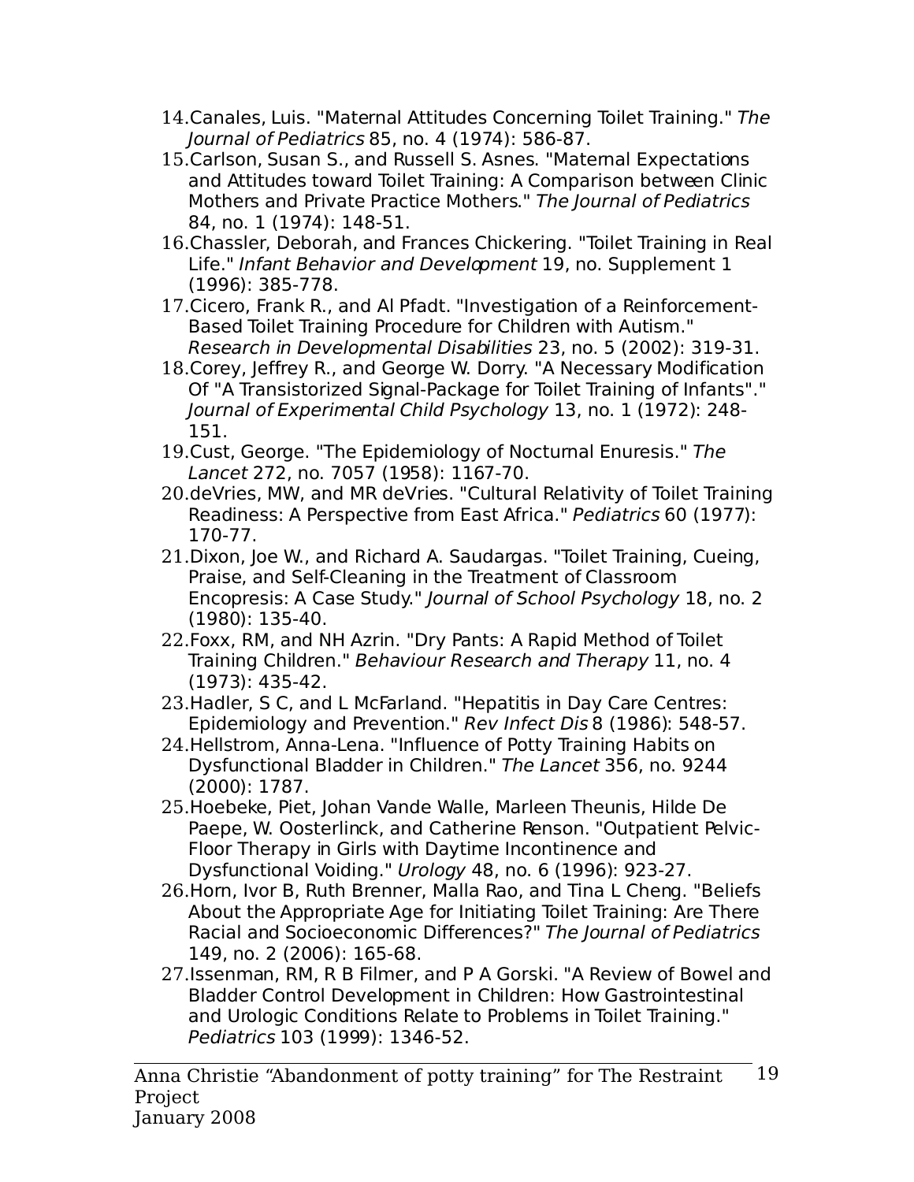14. Canales, Luis. "Maternal Attitudes Concerning Toilet Training." *The Journal of Pediatrics* 85, no. 4 (1974): 586-87.
15. Carlson, Susan S., and Russell S. Asnes. "Maternal Expectations and Attitudes toward Toilet Training: A Comparison between Clinic Mothers and Private Practice Mothers." *The Journal of Pediatrics* 84, no. 1 (1974): 148-51.
16. Chassler, Deborah, and Frances Chickering. "Toilet Training in Real Life." *Infant Behavior and Development* 19, no. Supplement 1 (1996): 385-778.
17. Cicero, Frank R., and Al Pfadt. "Investigation of a Reinforcement-Based Toilet Training Procedure for Children with Autism." *Research in Developmental Disabilities* 23, no. 5 (2002): 319-31.
18. Corey, Jeffrey R., and George W. Dorry. "A Necessary Modification Of "A Transistorized Signal-Package for Toilet Training of Infants"." *Journal of Experimental Child Psychology* 13, no. 1 (1972): 248-151.
19. Cust, George. "The Epidemiology of Nocturnal Enuresis." *The Lancet* 272, no. 7057 (1958): 1167-70.
20. deVries, MW, and MR deVries. "Cultural Relativity of Toilet Training Readiness: A Perspective from East Africa." *Pediatrics* 60 (1977): 170-77.
21. Dixon, Joe W., and Richard A. Saudargas. "Toilet Training, Cueing, Praise, and Self-Cleaning in the Treatment of Classroom Encopresis: A Case Study." *Journal of School Psychology* 18, no. 2 (1980): 135-40.
22. Foxx, RM, and NH Azrin. "Dry Pants: A Rapid Method of Toilet Training Children." *Behaviour Research and Therapy* 11, no. 4 (1973): 435-42.
23. Hadler, S C, and L McFarland. "Hepatitis in Day Care Centres: Epidemiology and Prevention." *Rev Infect Dis* 8 (1986): 548-57.
24. Hellstrom, Anna-Lena. "Influence of Potty Training Habits on Dysfunctional Bladder in Children." *The Lancet* 356, no. 9244 (2000): 1787.
25. Hoebeke, Piet, Johan Vande Walle, Marleen Theunis, Hilde De Paepe, W. Oosterlinck, and Catherine Renson. "Outpatient Pelvic-Floor Therapy in Girls with Daytime Incontinence and Dysfunctional Voiding." *Urology* 48, no. 6 (1996): 923-27.
26. Horn, Ivor B, Ruth Brenner, Malla Rao, and Tina L Cheng. "Beliefs About the Appropriate Age for Initiating Toilet Training: Are There Racial and Socioeconomic Differences?" *The Journal of Pediatrics* 149, no. 2 (2006): 165-68.
27. Issenman, RM, R B Filmer, and P A Gorski. "A Review of Bowel and Bladder Control Development in Children: How Gastrointestinal and Urologic Conditions Relate to Problems in Toilet Training." *Pediatrics* 103 (1999): 1346-52.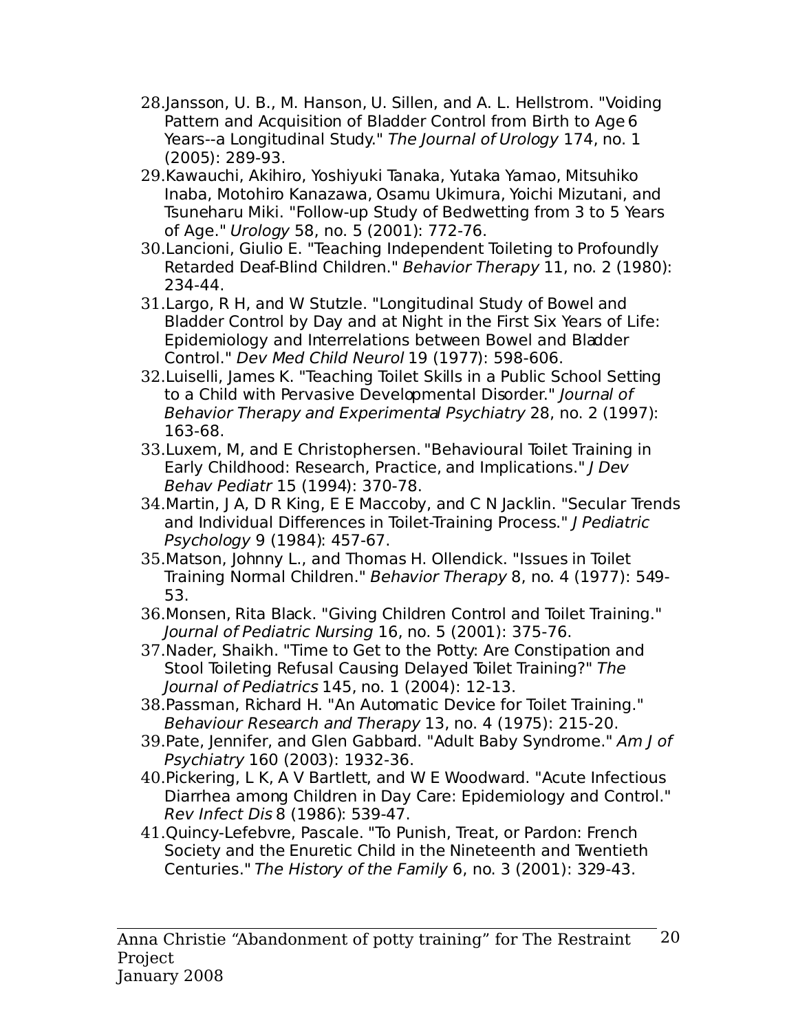28. Jansson, U. B., M. Hanson, U. Sillen, and A. L. Hellstrom. "Voiding Pattern and Acquisition of Bladder Control from Birth to Age 6 Years--a Longitudinal Study." *The Journal of Urology* 174, no. 1 (2005): 289-93.
29. Kawauchi, Akihiro, Yoshiyuki Tanaka, Yutaka Yamao, Mitsuhiko Inaba, Motohiro Kanazawa, Osamu Ukimura, Yoichi Mizutani, and Tsuneharu Miki. "Follow-up Study of Bedwetting from 3 to 5 Years of Age." *Urology* 58, no. 5 (2001): 772-76.
30. Lancioni, Giulio E. "Teaching Independent Toileting to Profoundly Retarded Deaf-Blind Children." *Behavior Therapy* 11, no. 2 (1980): 234-44.
31. Largo, R H, and W Stutzle. "Longitudinal Study of Bowel and Bladder Control by Day and at Night in the First Six Years of Life: Epidemiology and Interrelations between Bowel and Bladder Control." *Dev Med Child Neurol* 19 (1977): 598-606.
32. Luiselli, James K. "Teaching Toilet Skills in a Public School Setting to a Child with Pervasive Developmental Disorder." *Journal of Behavior Therapy and Experimental Psychiatry* 28, no. 2 (1997): 163-68.
33. Luxem, M, and E Christophersen. "Behavioural Toilet Training in Early Childhood: Research, Practice, and Implications." *J Dev Behav Pediatr* 15 (1994): 370-78.
34. Martin, J A, D R King, E E Maccoby, and C N Jacklin. "Secular Trends and Individual Differences in Toilet-Training Process." *J Pediatric Psychology* 9 (1984): 457-67.
35. Matson, Johnny L., and Thomas H. Ollendick. "Issues in Toilet Training Normal Children." *Behavior Therapy* 8, no. 4 (1977): 549-53.
36. Monsen, Rita Black. "Giving Children Control and Toilet Training." *Journal of Pediatric Nursing* 16, no. 5 (2001): 375-76.
37. Nader, Shaikh. "Time to Get to the Potty: Are Constipation and Stool Toileting Refusal Causing Delayed Toilet Training?" *The Journal of Pediatrics* 145, no. 1 (2004): 12-13.
38. Passman, Richard H. "An Automatic Device for Toilet Training." *Behaviour Research and Therapy* 13, no. 4 (1975): 215-20.
39. Pate, Jennifer, and Glen Gabbard. "Adult Baby Syndrome." *Am J of Psychiatry* 160 (2003): 1932-36.
40. Pickering, L K, A V Bartlett, and W E Woodward. "Acute Infectious Diarrhea among Children in Day Care: Epidemiology and Control." *Rev Infect Dis* 8 (1986): 539-47.
41. Quincy-Lefebvre, Pascale. "To Punish, Treat, or Pardon: French Society and the Enuretic Child in the Nineteenth and Twentieth Centuries." *The History of the Family* 6, no. 3 (2001): 329-43.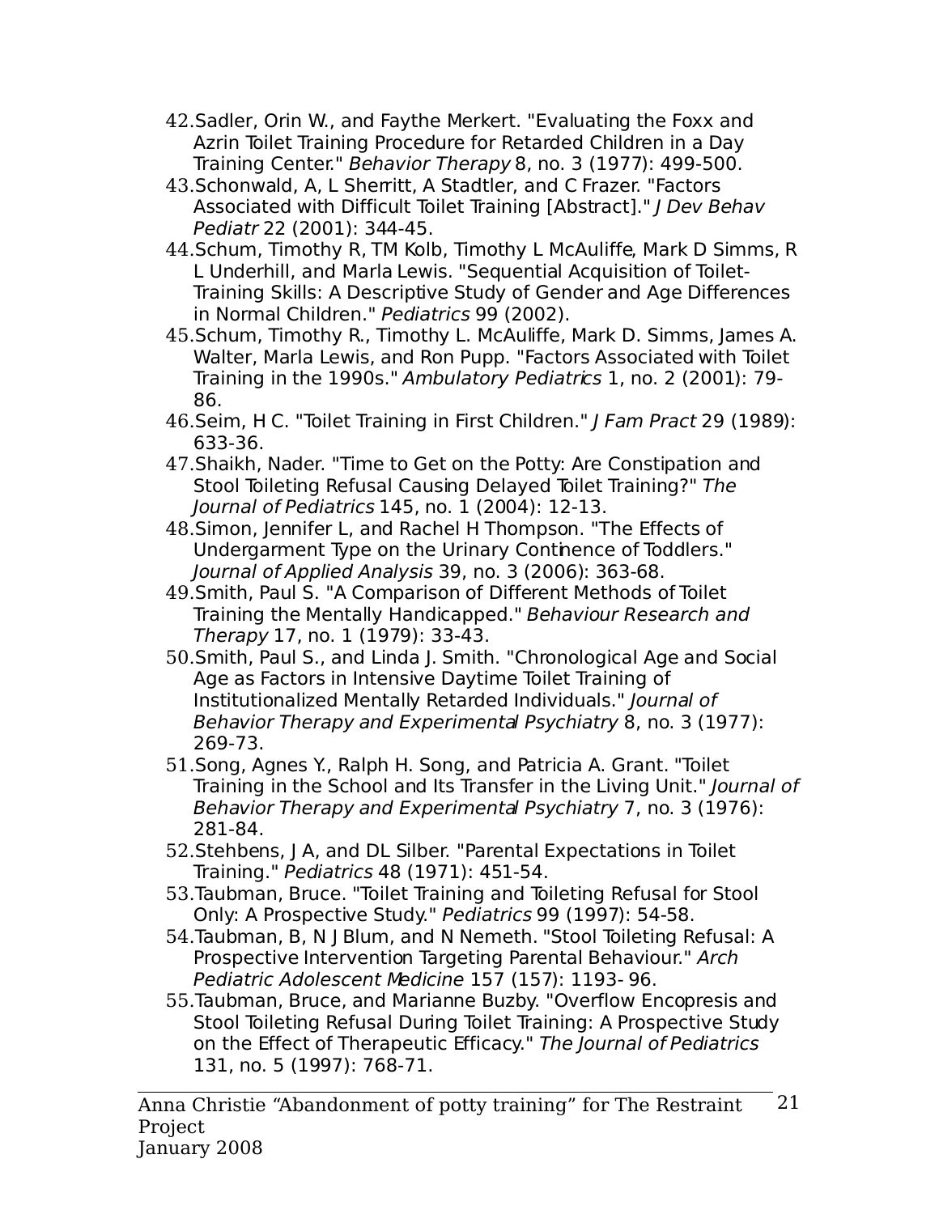42. Sadler, Orin W., and Faythe Merkert. "Evaluating the Foxx and Azrin Toilet Training Procedure for Retarded Children in a Day Training Center." *Behavior Therapy* 8, no. 3 (1977): 499-500.
43. Schonwald, A, L Sherritt, A Stadtler, and C Frazer. "Factors Associated with Difficult Toilet Training [Abstract]." *J Dev Behav Pediatr* 22 (2001): 344-45.
44. Schum, Timothy R, TM Kolb, Timothy L McAuliffe, Mark D Simms, R L Underhill, and Marla Lewis. "Sequential Acquisition of Toilet-Training Skills: A Descriptive Study of Gender and Age Differences in Normal Children." *Pediatrics* 99 (2002).
45. Schum, Timothy R., Timothy L. McAuliffe, Mark D. Simms, James A. Walter, Marla Lewis, and Ron Pupp. "Factors Associated with Toilet Training in the 1990s." *Ambulatory Pediatrics* 1, no. 2 (2001): 79-86.
46. Seim, H C. "Toilet Training in First Children." *J Fam Pract* 29 (1989): 633-36.
47. Shaikh, Nader. "Time to Get on the Potty: Are Constipation and Stool Toileting Refusal Causing Delayed Toilet Training?" *The Journal of Pediatrics* 145, no. 1 (2004): 12-13.
48. Simon, Jennifer L, and Rachel H Thompson. "The Effects of Undergarment Type on the Urinary Continence of Toddlers." *Journal of Applied Analysis* 39, no. 3 (2006): 363-68.
49. Smith, Paul S. "A Comparison of Different Methods of Toilet Training the Mentally Handicapped." *Behaviour Research and Therapy* 17, no. 1 (1979): 33-43.
50. Smith, Paul S., and Linda J. Smith. "Chronological Age and Social Age as Factors in Intensive Daytime Toilet Training of Institutionalized Mentally Retarded Individuals." *Journal of Behavior Therapy and Experimental Psychiatry* 8, no. 3 (1977): 269-73.
51. Song, Agnes Y., Ralph H. Song, and Patricia A. Grant. "Toilet Training in the School and Its Transfer in the Living Unit." *Journal of Behavior Therapy and Experimental Psychiatry* 7, no. 3 (1976): 281-84.
52. Stehbens, J A, and DL Silber. "Parental Expectations in Toilet Training." *Pediatrics* 48 (1971): 451-54.
53. Taubman, Bruce. "Toilet Training and Toileting Refusal for Stool Only: A Prospective Study." *Pediatrics* 99 (1997): 54-58.
54. Taubman, B, N J Blum, and N Nemeth. "Stool Toileting Refusal: A Prospective Intervention Targeting Parental Behaviour." *Arch Pediatric Adolescent Medicine* 157 (157): 1193- 96.
55. Taubman, Bruce, and Marianne Buzby. "Overflow Encopresis and Stool Toileting Refusal During Toilet Training: A Prospective Study on the Effect of Therapeutic Efficacy." *The Journal of Pediatrics* 131, no. 5 (1997): 768-71.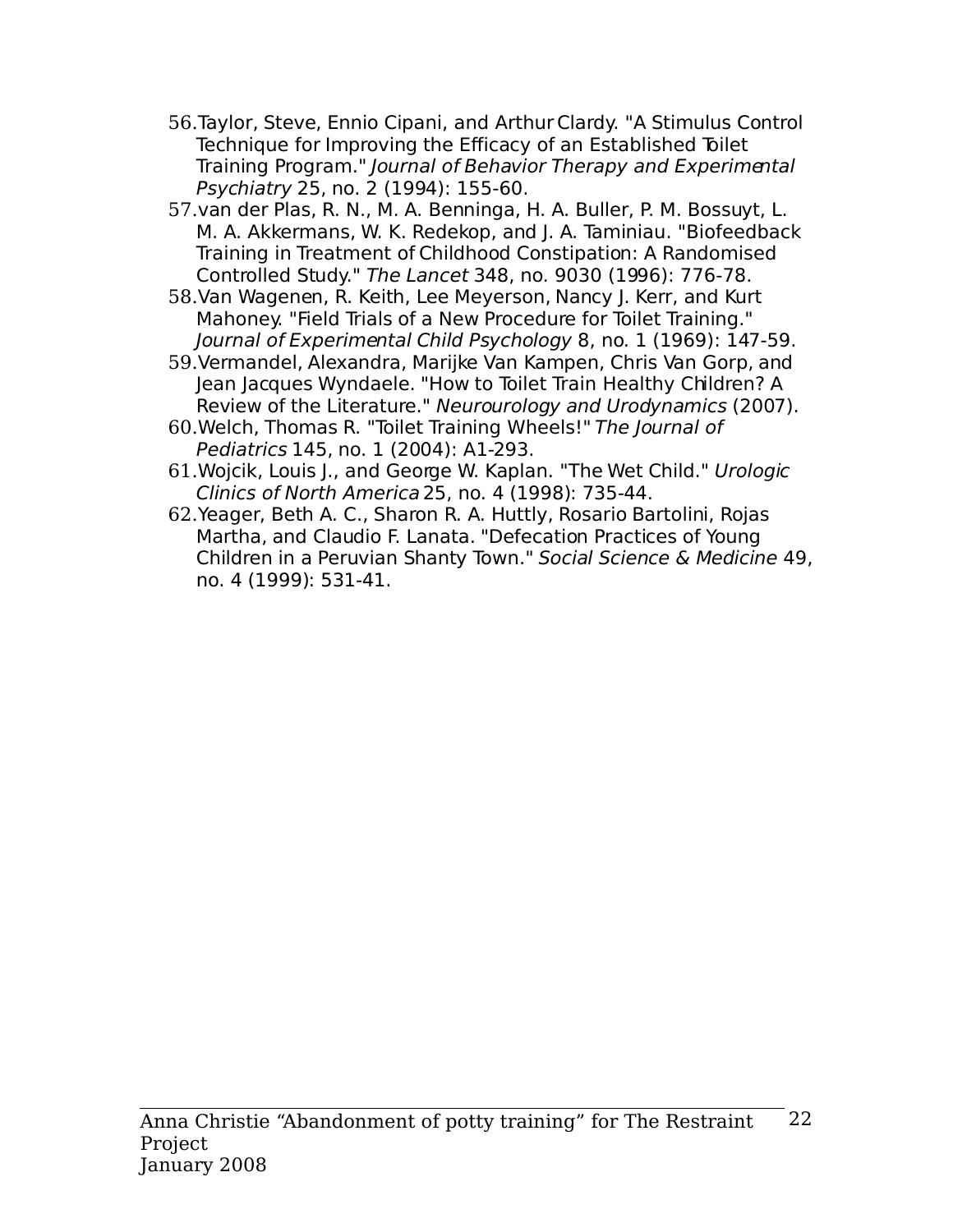56. Taylor, Steve, Ennio Cipani, and Arthur Clardy. "A Stimulus Control Technique for Improving the Efficacy of an Established Toilet Training Program." *Journal of Behavior Therapy and Experimental Psychiatry* 25, no. 2 (1994): 155-60.
57. van der Plas, R. N., M. A. Benninga, H. A. Buller, P. M. Bossuyt, L. M. A. Akkermans, W. K. Redekop, and J. A. Taminiau. "Biofeedback Training in Treatment of Childhood Constipation: A Randomised Controlled Study." *The Lancet* 348, no. 9030 (1996): 776-78.
58. Van Wagenen, R. Keith, Lee Meyerson, Nancy J. Kerr, and Kurt Mahoney. "Field Trials of a New Procedure for Toilet Training." *Journal of Experimental Child Psychology* 8, no. 1 (1969): 147-59.
59. Vermandel, Alexandra, Marijke Van Kampen, Chris Van Gorp, and Jean Jacques Wyndaele. "How to Toilet Train Healthy Children? A Review of the Literature." *Neurourology and Urodynamics* (2007).
60. Welch, Thomas R. "Toilet Training Wheels!" *The Journal of Pediatrics* 145, no. 1 (2004): A1-293.
61. Wojcik, Louis J., and George W. Kaplan. "The Wet Child." *Urologic Clinics of North America* 25, no. 4 (1998): 735-44.
62. Yeager, Beth A. C., Sharon R. A. Huttly, Rosario Bartolini, Rojas Martha, and Claudio F. Lanata. "Defecation Practices of Young Children in a Peruvian Shanty Town." *Social Science & Medicine* 49, no. 4 (1999): 531-41.